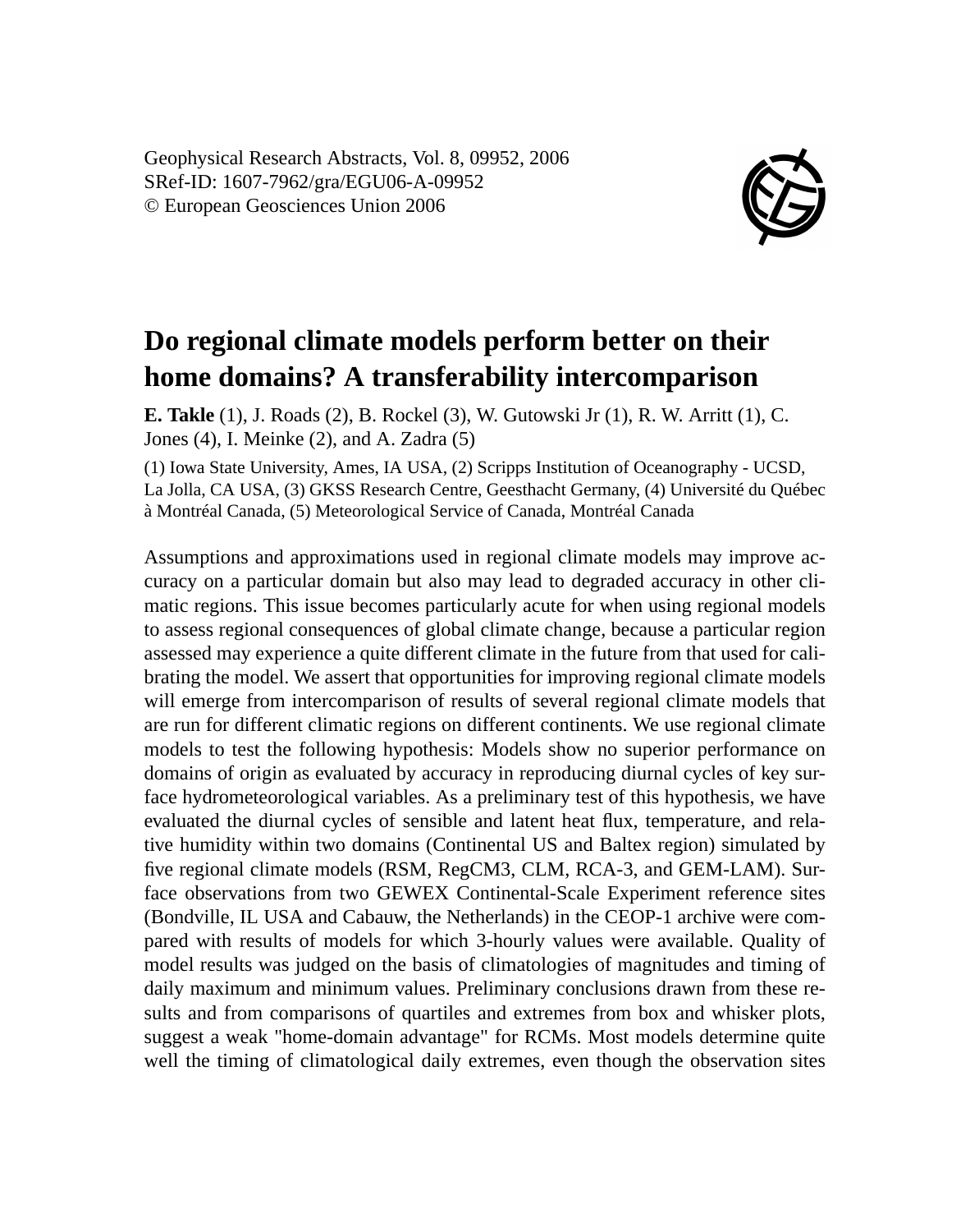Geophysical Research Abstracts, Vol. 8, 09952, 2006
SRef-ID: 1607-7962/gra/EGU06-A-09952
© European Geosciences Union 2006

# Do regional climate models perform better on their home domains? A transferability intercomparison

**E. Takle** (1), J. Roads (2), B. Rockel (3), W. Gutowski Jr (1), R. W. Arritt (1), C. Jones (4), I. Meinke (2), and A. Zadra (5)

(1) Iowa State University, Ames, IA USA, (2) Scripps Institution of Oceanography - UCSD, La Jolla, CA USA, (3) GKSS Research Centre, Geesthacht Germany, (4) Université du Québec à Montréal Canada, (5) Meteorological Service of Canada, Montréal Canada

Assumptions and approximations used in regional climate models may improve accuracy on a particular domain but also may lead to degraded accuracy in other climatic regions. This issue becomes particularly acute for when using regional models to assess regional consequences of global climate change, because a particular region assessed may experience a quite different climate in the future from that used for calibrating the model. We assert that opportunities for improving regional climate models will emerge from intercomparison of results of several regional climate models that are run for different climatic regions on different continents. We use regional climate models to test the following hypothesis: Models show no superior performance on domains of origin as evaluated by accuracy in reproducing diurnal cycles of key surface hydrometeorological variables. As a preliminary test of this hypothesis, we have evaluated the diurnal cycles of sensible and latent heat flux, temperature, and relative humidity within two domains (Continental US and Baltex region) simulated by five regional climate models (RSM, RegCM3, CLM, RCA-3, and GEM-LAM). Surface observations from two GEWEX Continental-Scale Experiment reference sites (Bondville, IL USA and Cabauw, the Netherlands) in the CEOP-1 archive were compared with results of models for which 3-hourly values were available. Quality of model results was judged on the basis of climatologies of magnitudes and timing of daily maximum and minimum values. Preliminary conclusions drawn from these results and from comparisons of quartiles and extremes from box and whisker plots, suggest a weak "home-domain advantage" for RCMs. Most models determine quite well the timing of climatological daily extremes, even though the observation sites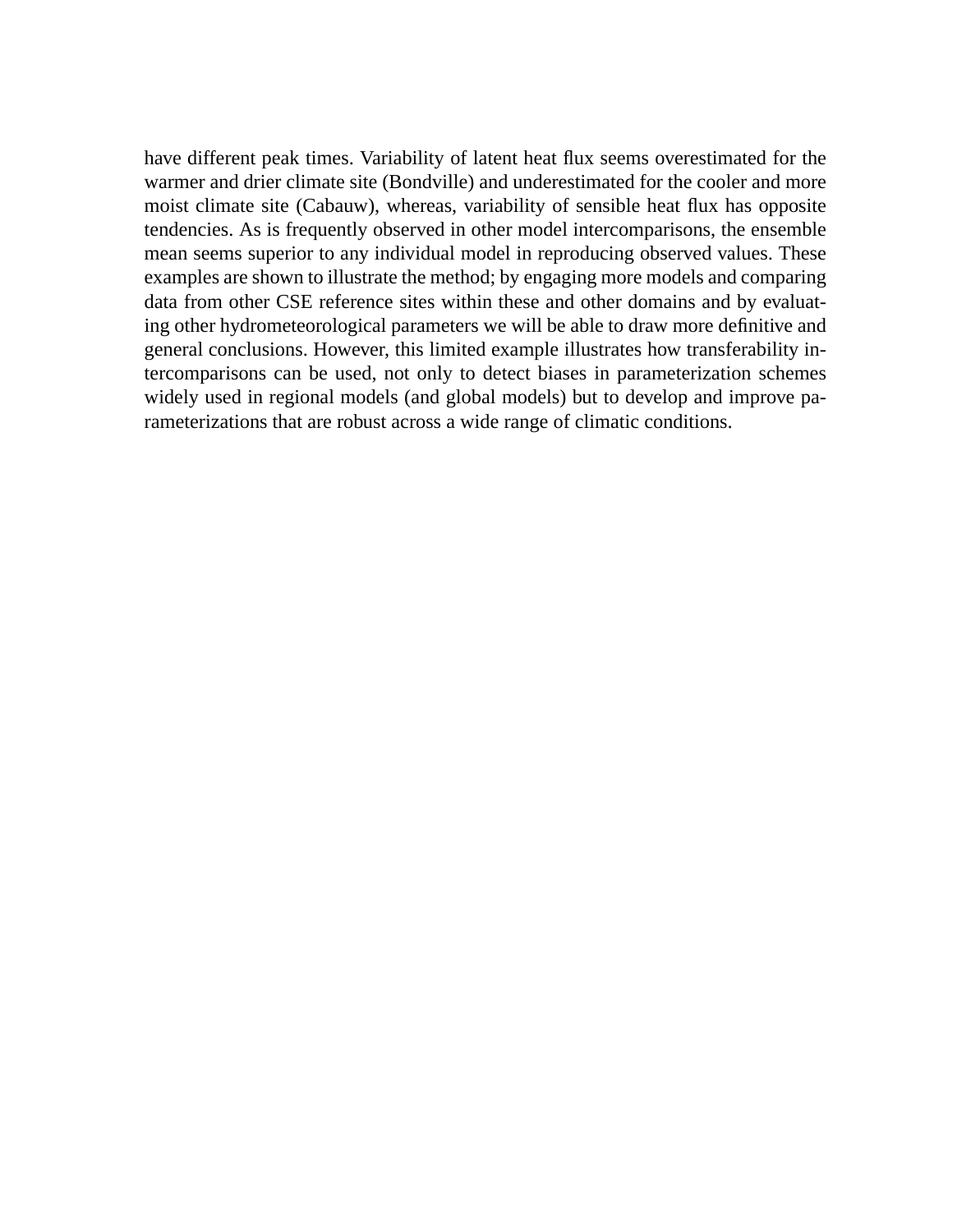have different peak times. Variability of latent heat flux seems overestimated for the warmer and drier climate site (Bondville) and underestimated for the cooler and more moist climate site (Cabauw), whereas, variability of sensible heat flux has opposite tendencies. As is frequently observed in other model intercomparisons, the ensemble mean seems superior to any individual model in reproducing observed values. These examples are shown to illustrate the method; by engaging more models and comparing data from other CSE reference sites within these and other domains and by evaluating other hydrometeorological parameters we will be able to draw more definitive and general conclusions. However, this limited example illustrates how transferability intercomparisons can be used, not only to detect biases in parameterization schemes widely used in regional models (and global models) but to develop and improve parameterizations that are robust across a wide range of climatic conditions.